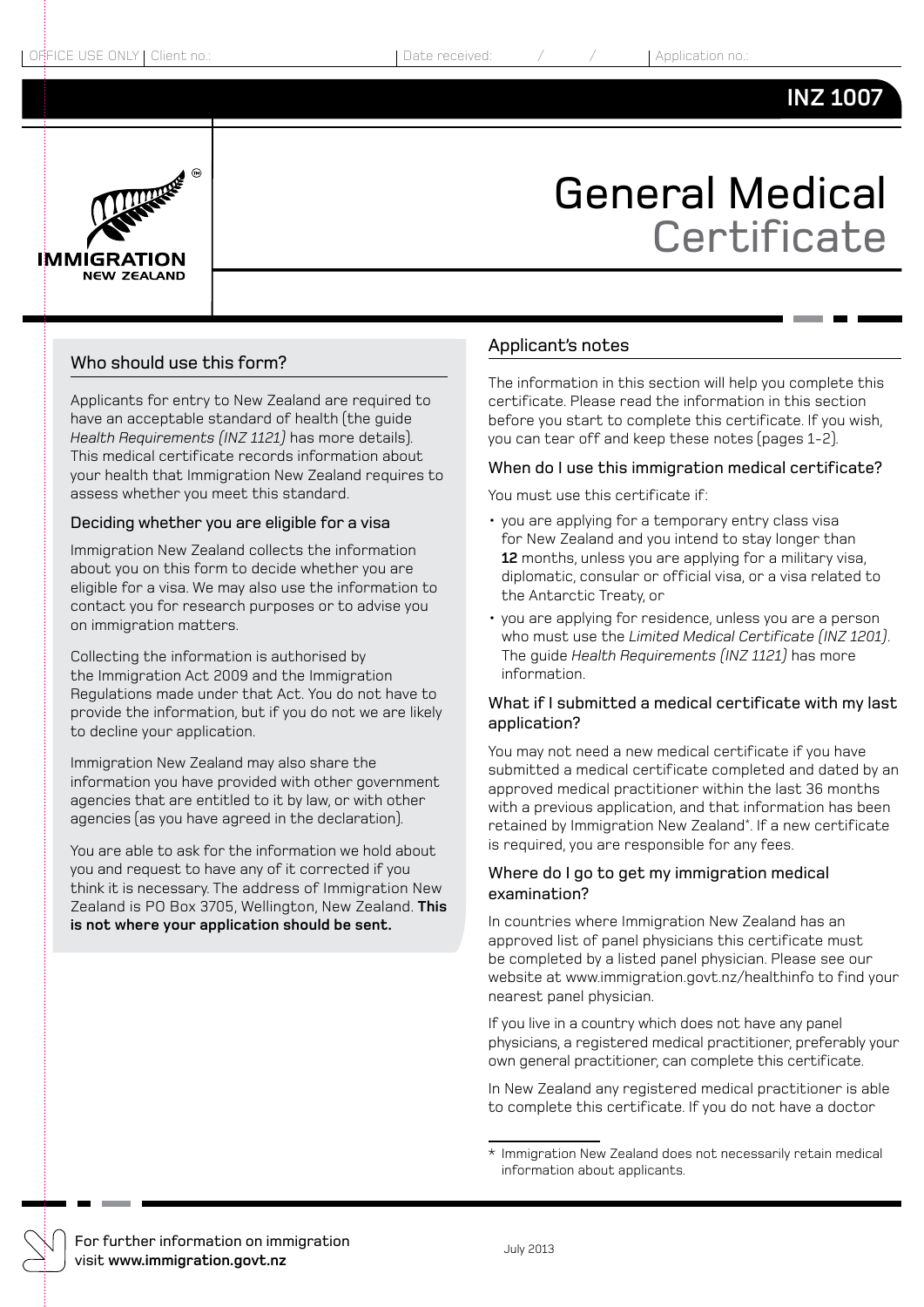OFFICE USE ONLY | Client no.: | Date received: / / | Application no.:

INZ 1007

# General Medical Certificate

## Who should use this form?

Applicants for entry to New Zealand are required to have an acceptable standard of health (the guide *Health Requirements (INZ 1121)* has more details). This medical certificate records information about your health that Immigration New Zealand requires to assess whether you meet this standard.

### Deciding whether you are eligible for a visa

Immigration New Zealand collects the information about you on this form to decide whether you are eligible for a visa. We may also use the information to contact you for research purposes or to advise you on immigration matters.

Collecting the information is authorised by the Immigration Act 2009 and the Immigration Regulations made under that Act. You do not have to provide the information, but if you do not we are likely to decline your application.

Immigration New Zealand may also share the information you have provided with other government agencies that are entitled to it by law, or with other agencies (as you have agreed in the declaration).

You are able to ask for the information we hold about you and request to have any of it corrected if you think it is necessary. The address of Immigration New Zealand is PO Box 3705, Wellington, New Zealand. **This is not where your application should be sent.**

## Applicant's notes

The information in this section will help you complete this certificate. Please read the information in this section before you start to complete this certificate. If you wish, you can tear off and keep these notes (pages 1–2).

### When do I use this immigration medical certificate?

You must use this certificate if:

- you are applying for a temporary entry class visa for New Zealand and you intend to stay longer than **12** months, unless you are applying for a military visa, diplomatic, consular or official visa, or a visa related to the Antarctic Treaty, or
- you are applying for residence, unless you are a person who must use the *Limited Medical Certificate (INZ 1201)*. The guide *Health Requirements (INZ 1121)* has more information.

### What if I submitted a medical certificate with my last application?

You may not need a new medical certificate if you have submitted a medical certificate completed and dated by an approved medical practitioner within the last 36 months with a previous application, and that information has been retained by Immigration New Zealand*. If a new certificate is required, you are responsible for any fees.

### Where do I go to get my immigration medical examination?

In countries where Immigration New Zealand has an approved list of panel physicians this certificate must be completed by a listed panel physician. Please see our website at www.immigration.govt.nz/healthinfo to find your nearest panel physician.

If you live in a country which does not have any panel physicians, a registered medical practitioner, preferably your own general practitioner, can complete this certificate.

In New Zealand any registered medical practitioner is able to complete this certificate. If you do not have a doctor

\* Immigration New Zealand does not necessarily retain medical information about applicants.

For further information on immigration visit **www.immigration.govt.nz**

July 2013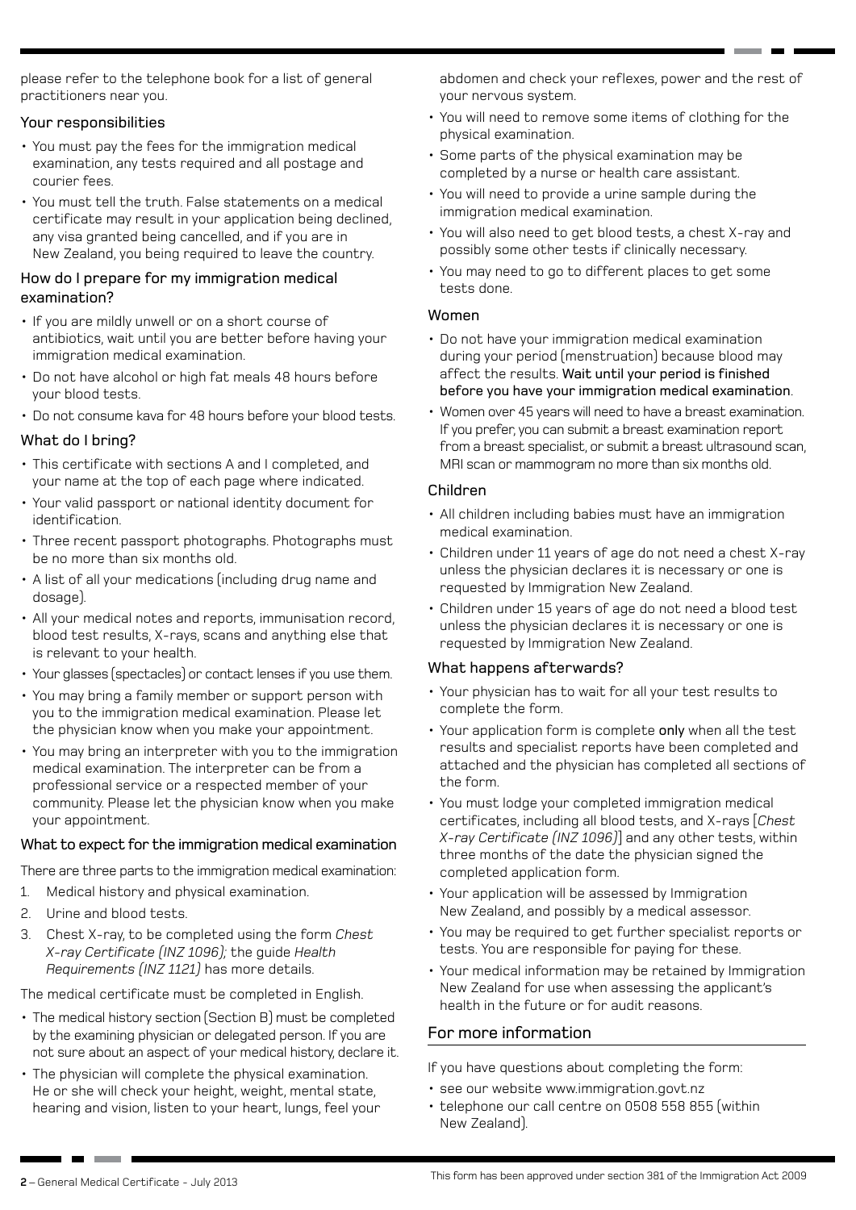please refer to the telephone book for a list of general practitioners near you.

### Your responsibilities

- You must pay the fees for the immigration medical examination, any tests required and all postage and courier fees.
- You must tell the truth. False statements on a medical certificate may result in your application being declined, any visa granted being cancelled, and if you are in New Zealand, you being required to leave the country.

### How do I prepare for my immigration medical examination?

- If you are mildly unwell or on a short course of antibiotics, wait until you are better before having your immigration medical examination.
- Do not have alcohol or high fat meals 48 hours before your blood tests.
- Do not consume kava for 48 hours before your blood tests.

### What do I bring?

- This certificate with sections A and I completed, and your name at the top of each page where indicated.
- Your valid passport or national identity document for identification.
- Three recent passport photographs. Photographs must be no more than six months old.
- A list of all your medications (including drug name and dosage).
- All your medical notes and reports, immunisation record, blood test results, X-rays, scans and anything else that is relevant to your health.
- Your glasses (spectacles) or contact lenses if you use them.
- You may bring a family member or support person with you to the immigration medical examination. Please let the physician know when you make your appointment.
- You may bring an interpreter with you to the immigration medical examination. The interpreter can be from a professional service or a respected member of your community. Please let the physician know when you make your appointment.

### What to expect for the immigration medical examination

There are three parts to the immigration medical examination:

1. Medical history and physical examination.
2. Urine and blood tests.
3. Chest X-ray, to be completed using the form *Chest X-ray Certificate (INZ 1096);* the guide *Health Requirements (INZ 1121)* has more details.

The medical certificate must be completed in English.

- The medical history section (Section B) must be completed by the examining physician or delegated person. If you are not sure about an aspect of your medical history, declare it.
- The physician will complete the physical examination. He or she will check your height, weight, mental state, hearing and vision, listen to your heart, lungs, feel your abdomen and check your reflexes, power and the rest of your nervous system.
- You will need to remove some items of clothing for the physical examination.
- Some parts of the physical examination may be completed by a nurse or health care assistant.
- You will need to provide a urine sample during the immigration medical examination.
- You will also need to get blood tests, a chest X-ray and possibly some other tests if clinically necessary.
- You may need to go to different places to get some tests done.

### Women

- Do not have your immigration medical examination during your period (menstruation) because blood may affect the results. **Wait until your period is finished before you have your immigration medical examination**.
- Women over 45 years will need to have a breast examination. If you prefer, you can submit a breast examination report from a breast specialist, or submit a breast ultrasound scan, MRI scan or mammogram no more than six months old.

### Children

- All children including babies must have an immigration medical examination.
- Children under 11 years of age do not need a chest X-ray unless the physician declares it is necessary or one is requested by Immigration New Zealand.
- Children under 15 years of age do not need a blood test unless the physician declares it is necessary or one is requested by Immigration New Zealand.

### What happens afterwards?

- Your physician has to wait for all your test results to complete the form.
- Your application form is complete **only** when all the test results and specialist reports have been completed and attached and the physician has completed all sections of the form.
- You must lodge your completed immigration medical certificates, including all blood tests, and X-rays [*Chest X-ray Certificate (INZ 1096)*] and any other tests, within three months of the date the physician signed the completed application form.
- Your application will be assessed by Immigration New Zealand, and possibly by a medical assessor.
- You may be required to get further specialist reports or tests. You are responsible for paying for these.
- Your medical information may be retained by Immigration New Zealand for use when assessing the applicant's health in the future or for audit reasons.

## For more information

If you have questions about completing the form:

- see our website www.immigration.govt.nz
- telephone our call centre on 0508 558 855 (within New Zealand).

This form has been approved under section 381 of the Immigration Act 2009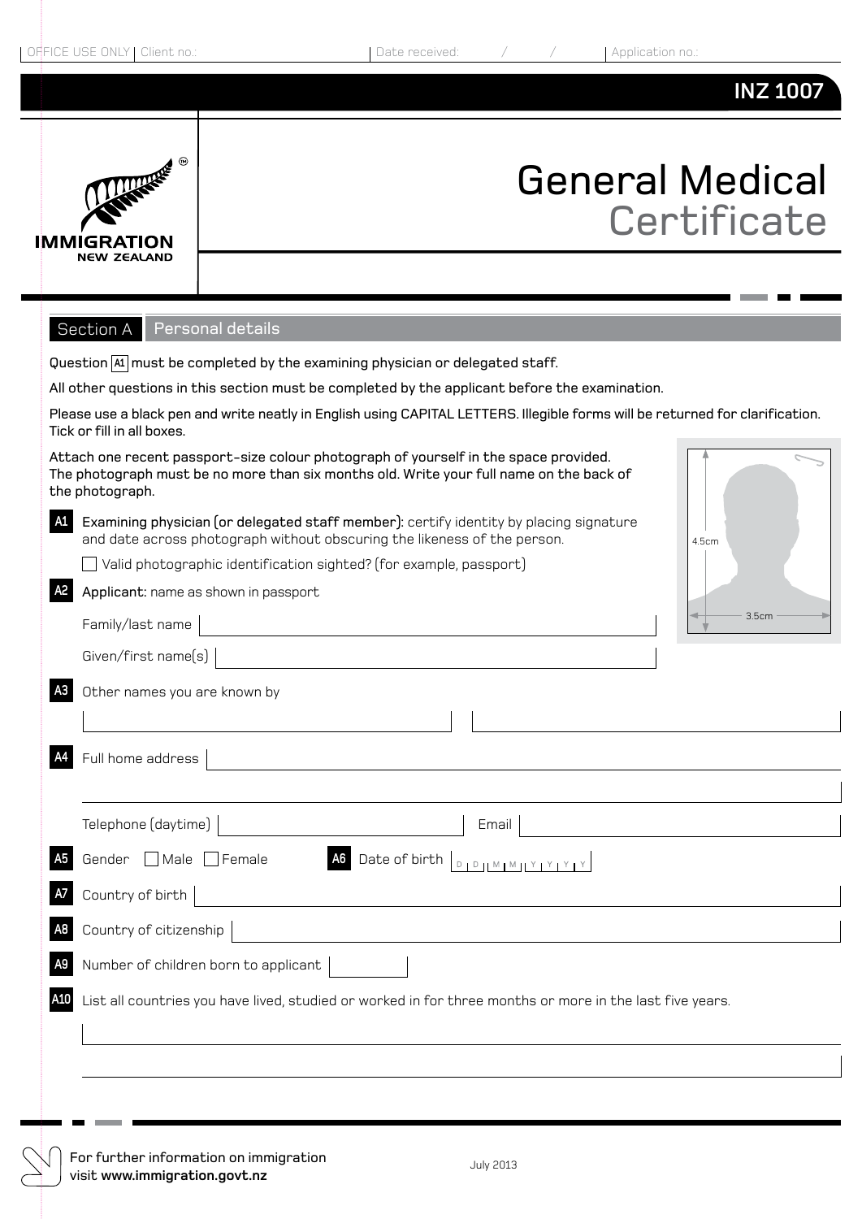OFFICE USE ONLY | Client no.: | Date received: / / | Application no.:

**INZ 1007**

IMMIGRATION NEW ZEALAND

# General Medical Certificate

## Section A Personal details

Question A1 must be completed by the examining physician or delegated staff.

All other questions in this section must be completed by the applicant before the examination.

Please use a black pen and write neatly in English using CAPITAL LETTERS. Illegible forms will be returned for clarification. Tick or fill in all boxes.

Attach one recent passport-size colour photograph of yourself in the space provided. The photograph must be no more than six months old. Write your full name on the back of the photograph.

4.5cm
3.5cm

**A1** **Examining physician (or delegated staff member):** certify identity by placing signature and date across photograph without obscuring the likeness of the person.

☐ Valid photographic identification sighted? (for example, passport)

**A2** **Applicant:** name as shown in passport

Family/last name

Given/first name(s)

**A3** Other names you are known by

**A4** Full home address

Telephone (daytime) Email

**A5** Gender ☐ Male ☐ Female **A6** Date of birth D D M M Y Y Y Y

**A7** Country of birth

**A8** Country of citizenship

**A9** Number of children born to applicant

**A10** List all countries you have lived, studied or worked in for three months or more in the last five years.

For further information on immigration visit **www.immigration.govt.nz**

July 2013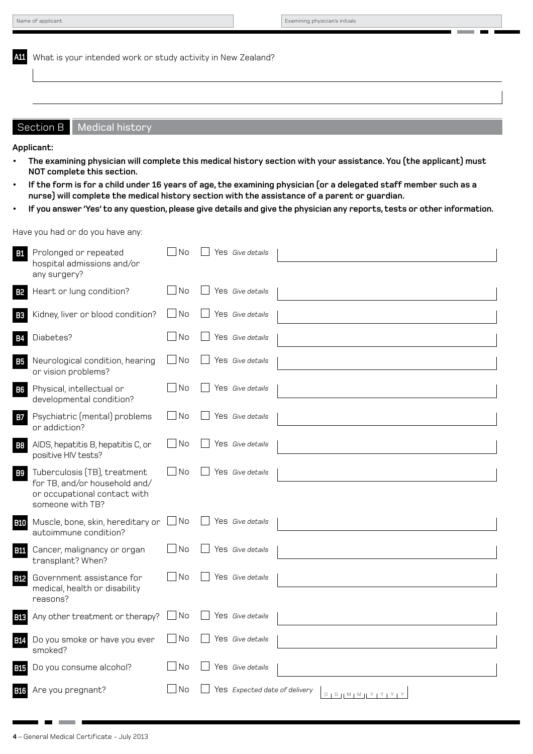Name of applicant | Examining physician's initials

**A11** What is your intended work or study activity in New Zealand?

## Section B Medical history

**Applicant:**

- **The examining physician will complete this medical history section with your assistance. You (the applicant) must NOT complete this section.**
- **If the form is for a child under 16 years of age, the examining physician (or a delegated staff member such as a nurse) will complete the medical history section with the assistance of a parent or guardian.**
- **If you answer 'Yes' to any question, please give details and give the physician any reports, tests or other information.**

Have you had or do you have any:

| | | | | |
|---|---|---|---|---|
| **B1** | Prolonged or repeated hospital admissions and/or any surgery? | ☐ No | ☐ Yes *Give details* | |
| **B2** | Heart or lung condition? | ☐ No | ☐ Yes *Give details* | |
| **B3** | Kidney, liver or blood condition? | ☐ No | ☐ Yes *Give details* | |
| **B4** | Diabetes? | ☐ No | ☐ Yes *Give details* | |
| **B5** | Neurological condition, hearing or vision problems? | ☐ No | ☐ Yes *Give details* | |
| **B6** | Physical, intellectual or developmental condition? | ☐ No | ☐ Yes *Give details* | |
| **B7** | Psychiatric (mental) problems or addiction? | ☐ No | ☐ Yes *Give details* | |
| **B8** | AIDS, hepatitis B, hepatitis C, or positive HIV tests? | ☐ No | ☐ Yes *Give details* | |
| **B9** | Tuberculosis (TB), treatment for TB, and/or household and/ or occupational contact with someone with TB? | ☐ No | ☐ Yes *Give details* | |
| **B10** | Muscle, bone, skin, hereditary or autoimmune condition? | ☐ No | ☐ Yes *Give details* | |
| **B11** | Cancer, malignancy or organ transplant? When? | ☐ No | ☐ Yes *Give details* | |
| **B12** | Government assistance for medical, health or disability reasons? | ☐ No | ☐ Yes *Give details* | |
| **B13** | Any other treatment or therapy? | ☐ No | ☐ Yes *Give details* | |
| **B14** | Do you smoke or have you ever smoked? | ☐ No | ☐ Yes *Give details* | |
| **B15** | Do you consume alcohol? | ☐ No | ☐ Yes *Give details* | |
| **B16** | Are you pregnant? | ☐ No | ☐ Yes *Expected date of delivery* | D D M M Y Y Y Y |

4 – General Medical Certificate - July 2013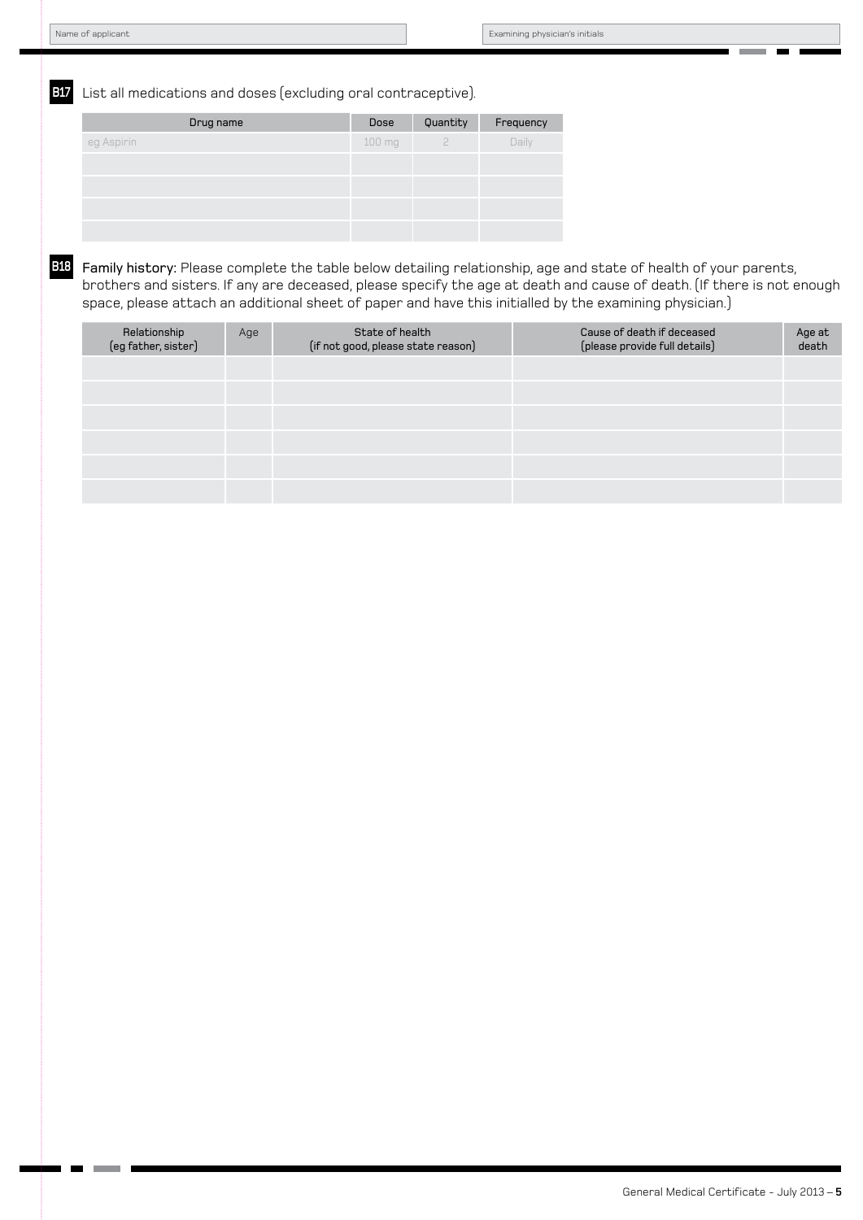| Name of applicant | Examining physician's initials |
|---|---|
| | |

**B17** List all medications and doses (excluding oral contraceptive).

| Drug name | Dose | Quantity | Frequency |
|---|---|---|---|
| eg Aspirin | 100 mg | 2 | Daily |
| | | | |
| | | | |
| | | | |
| | | | |

**B18** **Family history:** Please complete the table below detailing relationship, age and state of health of your parents, brothers and sisters. If any are deceased, please specify the age at death and cause of death. (If there is not enough space, please attach an additional sheet of paper and have this initialled by the examining physician.)

| Relationship (eg father, sister) | Age | State of health (if not good, please state reason) | Cause of death if deceased (please provide full details) | Age at death |
|---|---|---|---|---|
| | | | | |
| | | | | |
| | | | | |
| | | | | |
| | | | | |
| | | | | |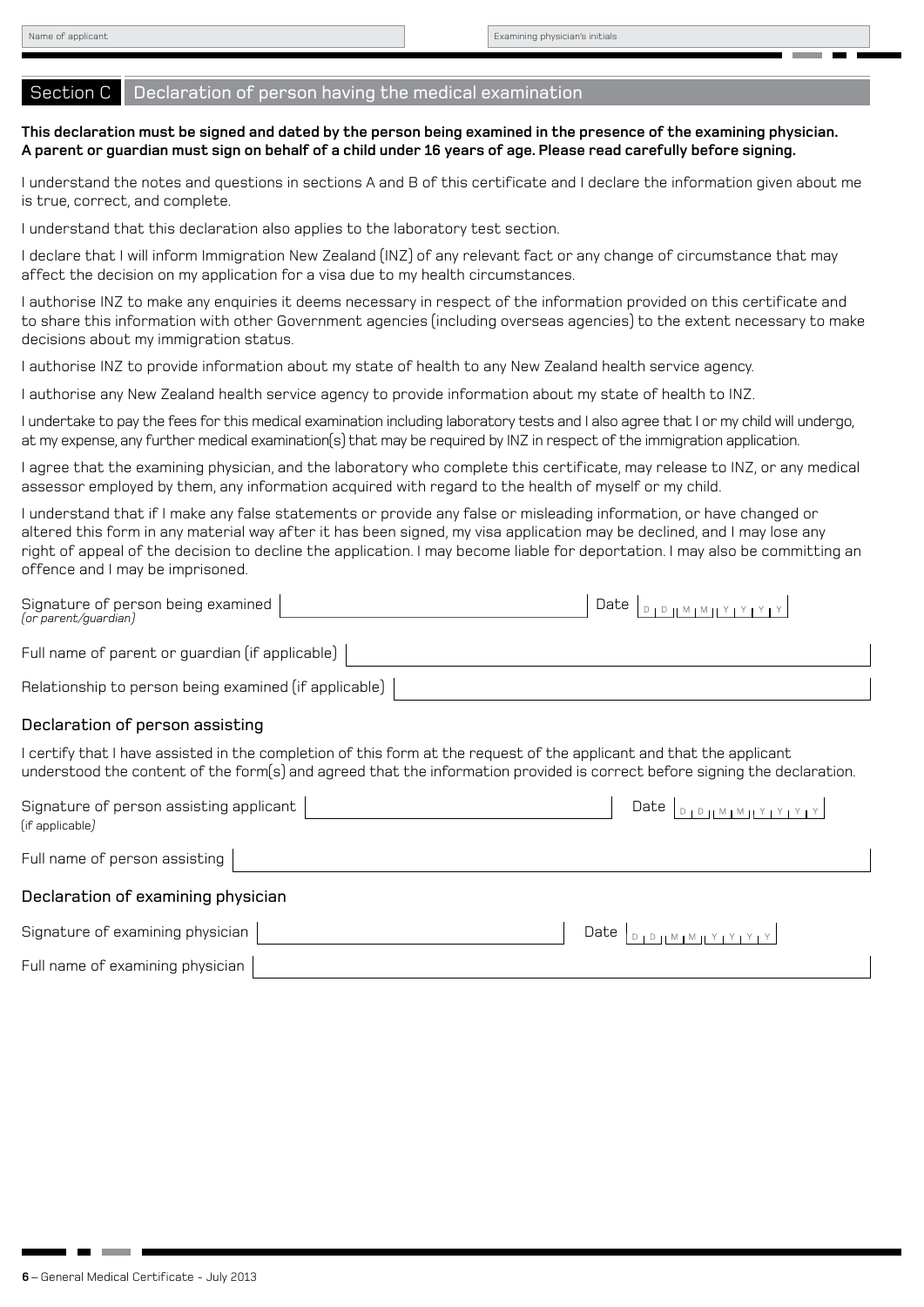Name of applicant

Examining physician's initials

## Section C Declaration of person having the medical examination

**This declaration must be signed and dated by the person being examined in the presence of the examining physician. A parent or guardian must sign on behalf of a child under 16 years of age. Please read carefully before signing.**

I understand the notes and questions in sections A and B of this certificate and I declare the information given about me is true, correct, and complete.

I understand that this declaration also applies to the laboratory test section.

I declare that I will inform Immigration New Zealand (INZ) of any relevant fact or any change of circumstance that may affect the decision on my application for a visa due to my health circumstances.

I authorise INZ to make any enquiries it deems necessary in respect of the information provided on this certificate and to share this information with other Government agencies (including overseas agencies) to the extent necessary to make decisions about my immigration status.

I authorise INZ to provide information about my state of health to any New Zealand health service agency.

I authorise any New Zealand health service agency to provide information about my state of health to INZ.

I undertake to pay the fees for this medical examination including laboratory tests and I also agree that I or my child will undergo, at my expense, any further medical examination(s) that may be required by INZ in respect of the immigration application.

I agree that the examining physician, and the laboratory who complete this certificate, may release to INZ, or any medical assessor employed by them, any information acquired with regard to the health of myself or my child.

I understand that if I make any false statements or provide any false or misleading information, or have changed or altered this form in any material way after it has been signed, my visa application may be declined, and I may lose any right of appeal of the decision to decline the application. I may become liable for deportation. I may also be committing an offence and I may be imprisoned.

Signature of person being examined *(or parent/guardian)* Date D D M M Y Y Y Y

Full name of parent or guardian (if applicable)

Relationship to person being examined (if applicable)

### Declaration of person assisting

I certify that I have assisted in the completion of this form at the request of the applicant and that the applicant understood the content of the form(s) and agreed that the information provided is correct before signing the declaration.

Signature of person assisting applicant (if applicable) Date D D M M Y Y Y Y

Full name of person assisting

### Declaration of examining physician

Signature of examining physician Date D D M M Y Y Y Y

Full name of examining physician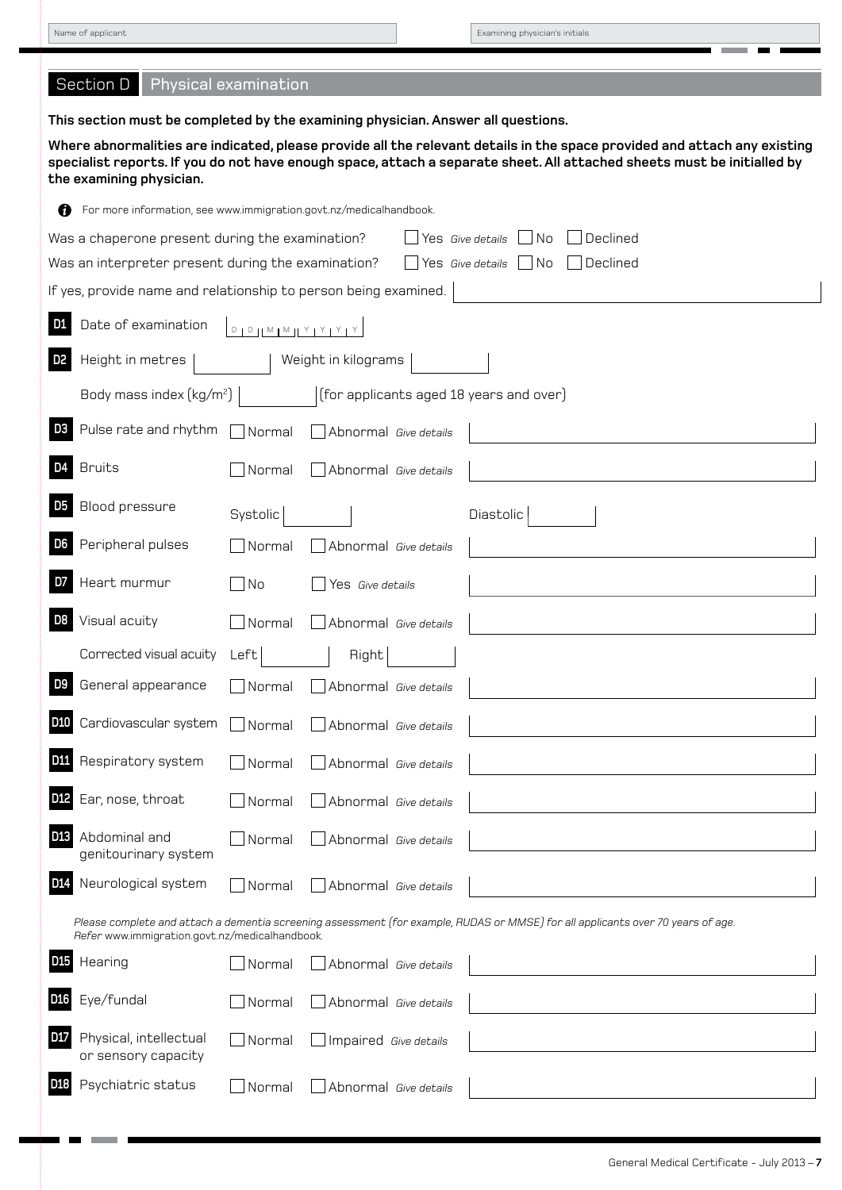Name of applicant | Examining physician's initials

## Section D Physical examination

**This section must be completed by the examining physician. Answer all questions.**

**Where abnormalities are indicated, please provide all the relevant details in the space provided and attach any existing specialist reports. If you do not have enough space, attach a separate sheet. All attached sheets must be initialled by the examining physician.**

For more information, see www.immigration.govt.nz/medicalhandbook.

Was a chaperone present during the examination? ☐ Yes *Give details* ☐ No ☐ Declined

Was an interpreter present during the examination? ☐ Yes *Give details* ☐ No ☐ Declined

If yes, provide name and relationship to person being examined.

**D1** Date of examination D D M M Y Y Y Y

**D2** Height in metres ______ Weight in kilograms ______

Body mass index (kg/m²) ______ (for applicants aged 18 years and over)

**D3** Pulse rate and rhythm ☐ Normal ☐ Abnormal *Give details*

**D4** Bruits ☐ Normal ☐ Abnormal *Give details*

**D5** Blood pressure Systolic ______ Diastolic ______

**D6** Peripheral pulses ☐ Normal ☐ Abnormal *Give details*

**D7** Heart murmur ☐ No ☐ Yes *Give details*

**D8** Visual acuity ☐ Normal ☐ Abnormal *Give details*

Corrected visual acuity Left ______ Right ______

**D9** General appearance ☐ Normal ☐ Abnormal *Give details*

**D10** Cardiovascular system ☐ Normal ☐ Abnormal *Give details*

**D11** Respiratory system ☐ Normal ☐ Abnormal *Give details*

**D12** Ear, nose, throat ☐ Normal ☐ Abnormal *Give details*

**D13** Abdominal and genitourinary system ☐ Normal ☐ Abnormal *Give details*

**D14** Neurological system ☐ Normal ☐ Abnormal *Give details*

*Please complete and attach a dementia screening assessment (for example, RUDAS or MMSE) for all applicants over 70 years of age. Refer* www.immigration.govt.nz/medicalhandbook.

**D15** Hearing ☐ Normal ☐ Abnormal *Give details*

**D16** Eye/fundal ☐ Normal ☐ Abnormal *Give details*

**D17** Physical, intellectual or sensory capacity ☐ Normal ☐ Impaired *Give details*

**D18** Psychiatric status ☐ Normal ☐ Abnormal *Give details*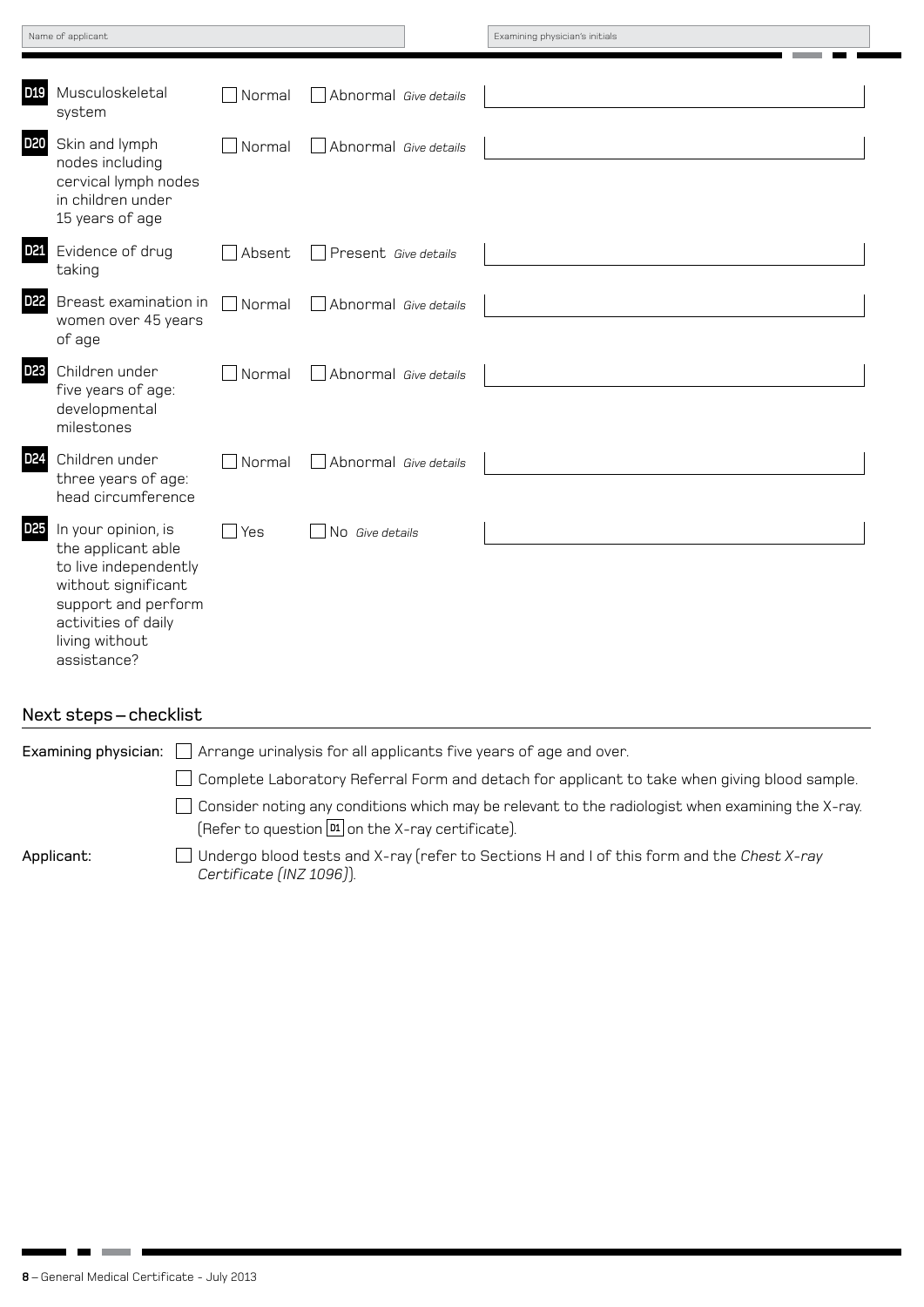Name of applicant | Examining physician's initials

| | | | | |
|---|---|---|---|---|
| **D19** | Musculoskeletal system | ☐ Normal | ☐ Abnormal *Give details* | |
| **D20** | Skin and lymph nodes including cervical lymph nodes in children under 15 years of age | ☐ Normal | ☐ Abnormal *Give details* | |
| **D21** | Evidence of drug taking | ☐ Absent | ☐ Present *Give details* | |
| **D22** | Breast examination in women over 45 years of age | ☐ Normal | ☐ Abnormal *Give details* | |
| **D23** | Children under five years of age: developmental milestones | ☐ Normal | ☐ Abnormal *Give details* | |
| **D24** | Children under three years of age: head circumference | ☐ Normal | ☐ Abnormal *Give details* | |
| **D25** | In your opinion, is the applicant able to live independently without significant support and perform activities of daily living without assistance? | ☐ Yes | ☐ No *Give details* | |

## Next steps – checklist

**Examining physician:**

- ☐ Arrange urinalysis for all applicants five years of age and over.
- ☐ Complete Laboratory Referral Form and detach for applicant to take when giving blood sample.
- ☐ Consider noting any conditions which may be relevant to the radiologist when examining the X-ray. (Refer to question **D1** on the X-ray certificate).

**Applicant:**

- ☐ Undergo blood tests and X-ray (refer to Sections H and I of this form and the *Chest X-ray Certificate (INZ 1096)*).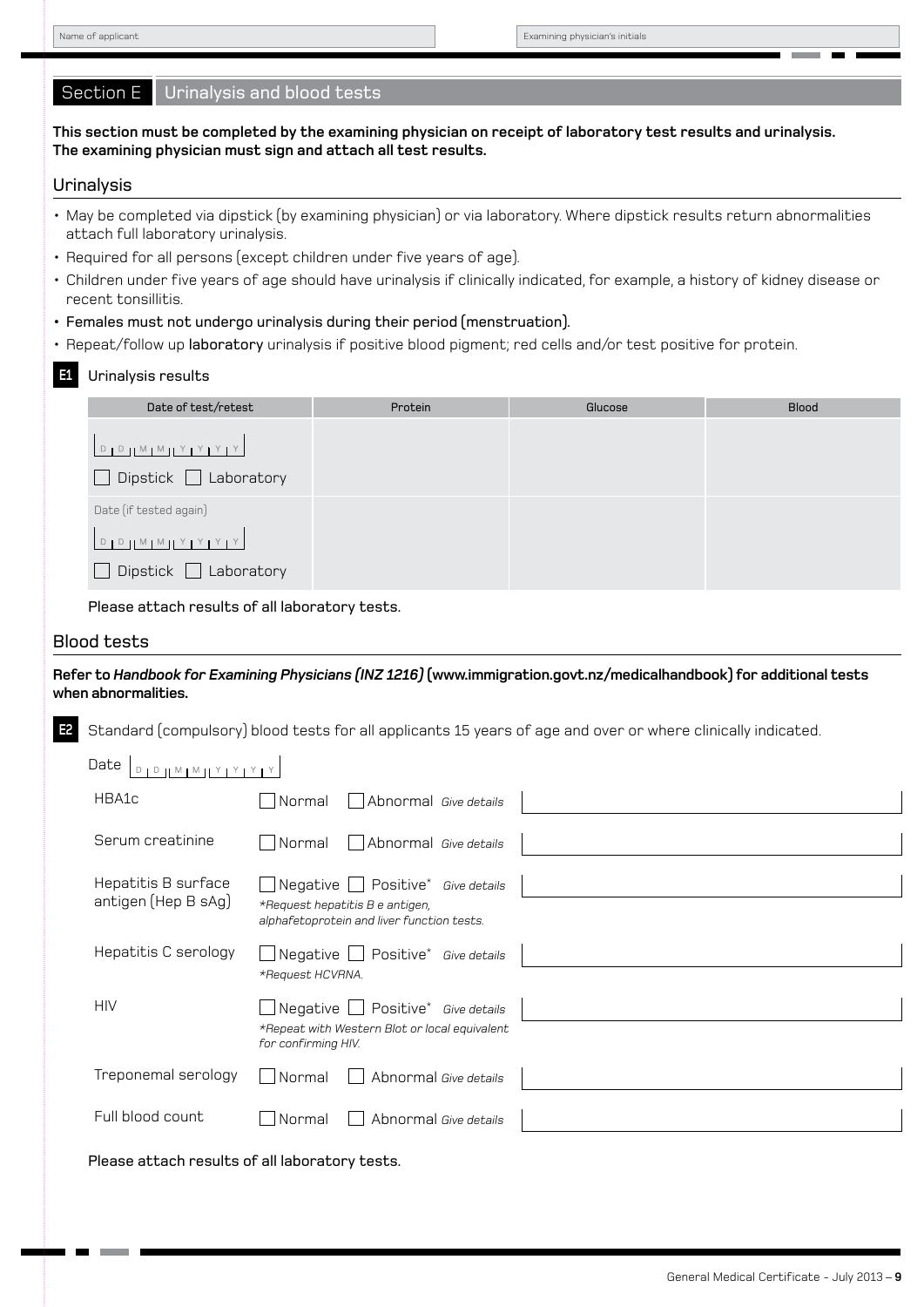Name of applicant | Examining physician's initials

## Section E Urinalysis and blood tests

**This section must be completed by the examining physician on receipt of laboratory test results and urinalysis. The examining physician must sign and attach all test results.**

### Urinalysis

- May be completed via dipstick (by examining physician) or via laboratory. Where dipstick results return abnormalities attach full laboratory urinalysis.
- Required for all persons (except children under five years of age).
- Children under five years of age should have urinalysis if clinically indicated, for example, a history of kidney disease or recent tonsillitis.
- Females must not undergo urinalysis during their period (menstruation).
- Repeat/follow up laboratory urinalysis if positive blood pigment; red cells and/or test positive for protein.

**E1** Urinalysis results

| Date of test/retest | Protein | Glucose | Blood |
|---|---|---|---|
| DD MM YYYY ☐ Dipstick ☐ Laboratory | | | |
| Date (if tested again) DD MM YYYY ☐ Dipstick ☐ Laboratory | | | |

Please attach results of all laboratory tests.

### Blood tests

**Refer to *Handbook for Examining Physicians (INZ 1216)* (www.immigration.govt.nz/medicalhandbook) for additional tests when abnormalities.**

**E2** Standard (compulsory) blood tests for all applicants 15 years of age and over or where clinically indicated.

Date DD MM YYYY

| Test | Result | Details |
|---|---|---|
| HBA1c | ☐ Normal ☐ Abnormal *Give details* | |
| Serum creatinine | ☐ Normal ☐ Abnormal *Give details* | |
| Hepatitis B surface antigen (Hep B sAg) | ☐ Negative ☐ Positive* *Give details* *\*Request hepatitis B e antigen, alphafetoprotein and liver function tests.* | |
| Hepatitis C serology | ☐ Negative ☐ Positive* *Give details* *\*Request HCVRNA.* | |
| HIV | ☐ Negative ☐ Positive* *Give details* *\*Repeat with Western Blot or local equivalent for confirming HIV.* | |
| Treponemal serology | ☐ Normal ☐ Abnormal *Give details* | |
| Full blood count | ☐ Normal ☐ Abnormal *Give details* | |

Please attach results of all laboratory tests.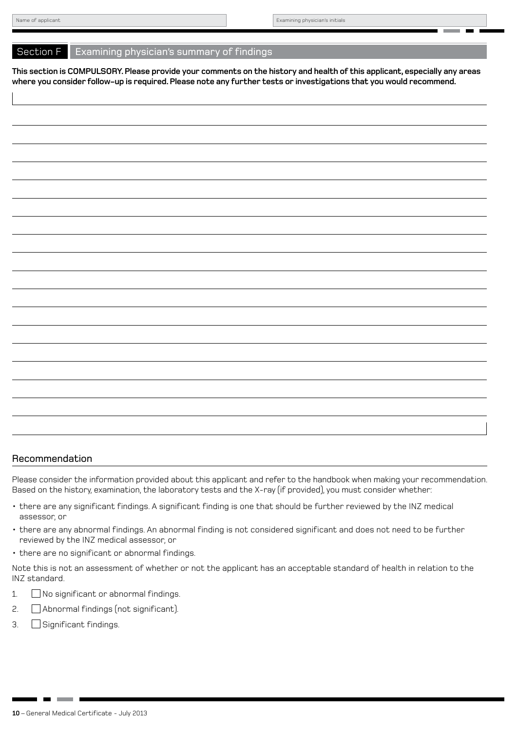Name of applicant

Examining physician's initials

## Section F Examining physician's summary of findings

**This section is COMPULSORY. Please provide your comments on the history and health of this applicant, especially any areas where you consider follow-up is required. Please note any further tests or investigations that you would recommend.**

### Recommendation

Please consider the information provided about this applicant and refer to the handbook when making your recommendation. Based on the history, examination, the laboratory tests and the X-ray (if provided), you must consider whether:

- there are any significant findings. A significant finding is one that should be further reviewed by the INZ medical assessor, or
- there are any abnormal findings. An abnormal finding is not considered significant and does not need to be further reviewed by the INZ medical assessor, or
- there are no significant or abnormal findings.

Note this is not an assessment of whether or not the applicant has an acceptable standard of health in relation to the INZ standard.

1. ☐ No significant or abnormal findings.
2. ☐ Abnormal findings (not significant).
3. ☐ Significant findings.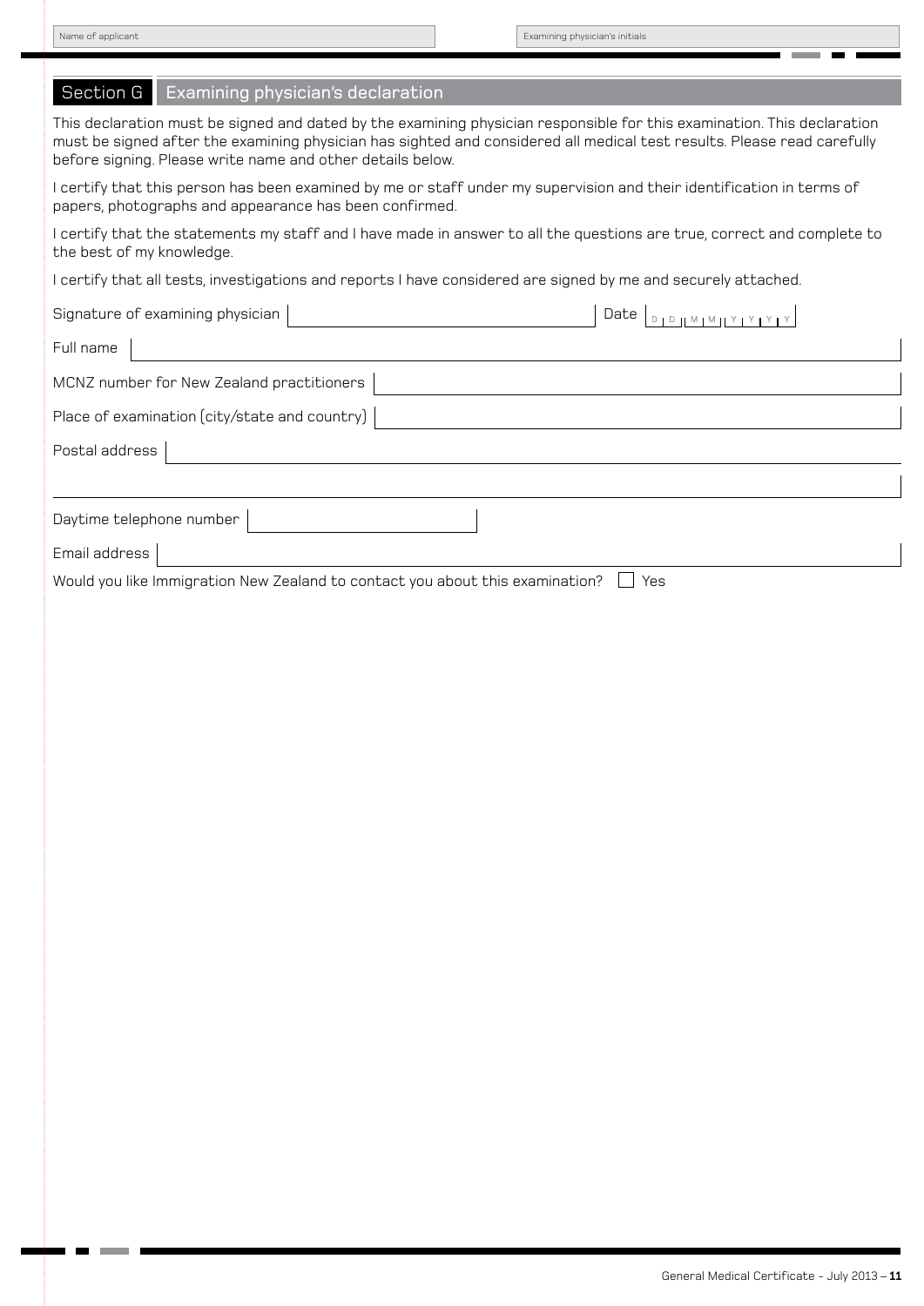Name of applicant

Examining physician's initials

## Section G Examining physician's declaration

This declaration must be signed and dated by the examining physician responsible for this examination. This declaration must be signed after the examining physician has sighted and considered all medical test results. Please read carefully before signing. Please write name and other details below.

I certify that this person has been examined by me or staff under my supervision and their identification in terms of papers, photographs and appearance has been confirmed.

I certify that the statements my staff and I have made in answer to all the questions are true, correct and complete to the best of my knowledge.

I certify that all tests, investigations and reports I have considered are signed by me and securely attached.

Signature of examining physician

Date D D M M Y Y Y Y

Full name

MCNZ number for New Zealand practitioners

Place of examination (city/state and country)

Postal address

Daytime telephone number

Email address

Would you like Immigration New Zealand to contact you about this examination? ☐ Yes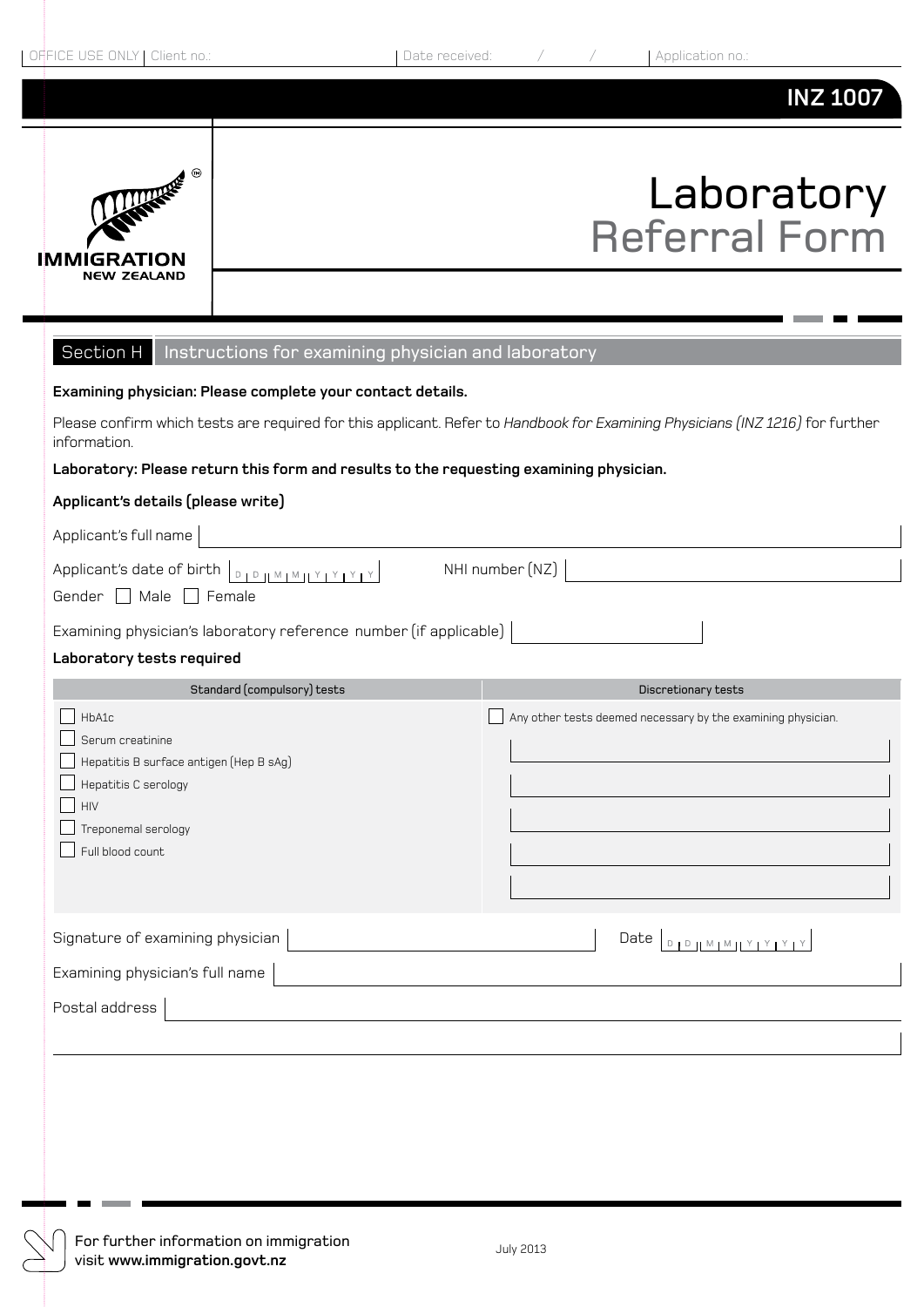OFFICE USE ONLY | Client no.: | Date received: / / | Application no.:

**INZ 1007**

IMMIGRATION NEW ZEALAND

# Laboratory Referral Form

## Section H Instructions for examining physician and laboratory

**Examining physician: Please complete your contact details.**

Please confirm which tests are required for this applicant. Refer to *Handbook for Examining Physicians (INZ 1216)* for further information.

**Laboratory: Please return this form and results to the requesting examining physician.**

**Applicant's details (please write)**

Applicant's full name

Applicant's date of birth D D M M Y Y Y Y NHI number (NZ)

Gender ☐ Male ☐ Female

Examining physician's laboratory reference number (if applicable)

**Laboratory tests required**

| Standard (compulsory) tests | Discretionary tests |
|---|---|
| ☐ HbA1c | ☐ Any other tests deemed necessary by the examining physician. |
| ☐ Serum creatinine | |
| ☐ Hepatitis B surface antigen (Hep B sAg) | |
| ☐ Hepatitis C serology | |
| ☐ HIV | |
| ☐ Treponemal serology | |
| ☐ Full blood count | |

Signature of examining physician Date D D M M Y Y Y Y

Examining physician's full name

Postal address

For further information on immigration visit **www.immigration.govt.nz**

July 2013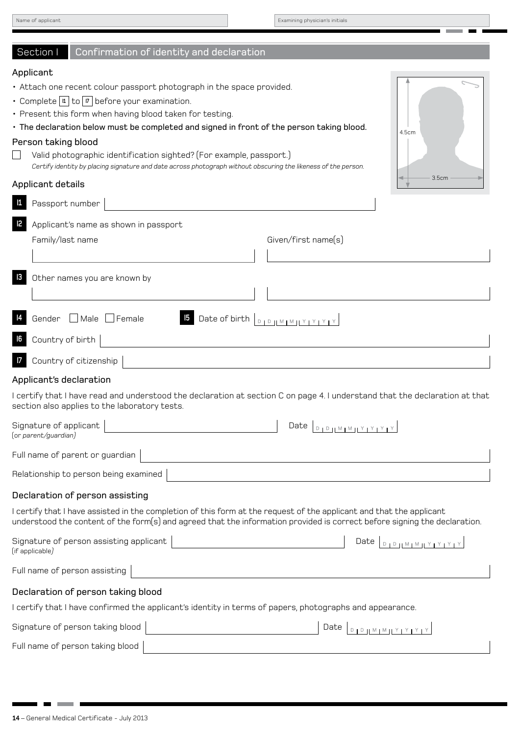Name of applicant | Examining physician's initials

## Section I Confirmation of identity and declaration

### Applicant

- Attach one recent colour passport photograph in the space provided.
- Complete I1 to I7 before your examination.
- Present this form when having blood taken for testing.
- **The declaration below must be completed and signed in front of the person taking blood.**

### Person taking blood

☐ Valid photographic identification sighted? (For example, passport.)

*Certify identity by placing signature and date across photograph without obscuring the likeness of the person.*

4.5cm

3.5cm

### Applicant details

**I1** Passport number

**I2** Applicant's name as shown in passport

Family/last name | Given/first name(s)

**I3** Other names you are known by

**I4** Gender ☐ Male ☐ Female

**I5** Date of birth D D M M Y Y Y Y

**I6** Country of birth

**I7** Country of citizenship

### Applicant's declaration

I certify that I have read and understood the declaration at section C on page 4. I understand that the declaration at that section also applies to the laboratory tests.

Signature of applicant (or *parent/guardian*) | Date D D M M Y Y Y Y

Full name of parent or guardian

Relationship to person being examined

### Declaration of person assisting

I certify that I have assisted in the completion of this form at the request of the applicant and that the applicant understood the content of the form(s) and agreed that the information provided is correct before signing the declaration.

Signature of person assisting applicant (if applicable) | Date D D M M Y Y Y Y

Full name of person assisting

### Declaration of person taking blood

I certify that I have confirmed the applicant's identity in terms of papers, photographs and appearance.

Signature of person taking blood | Date D D M M Y Y Y Y

Full name of person taking blood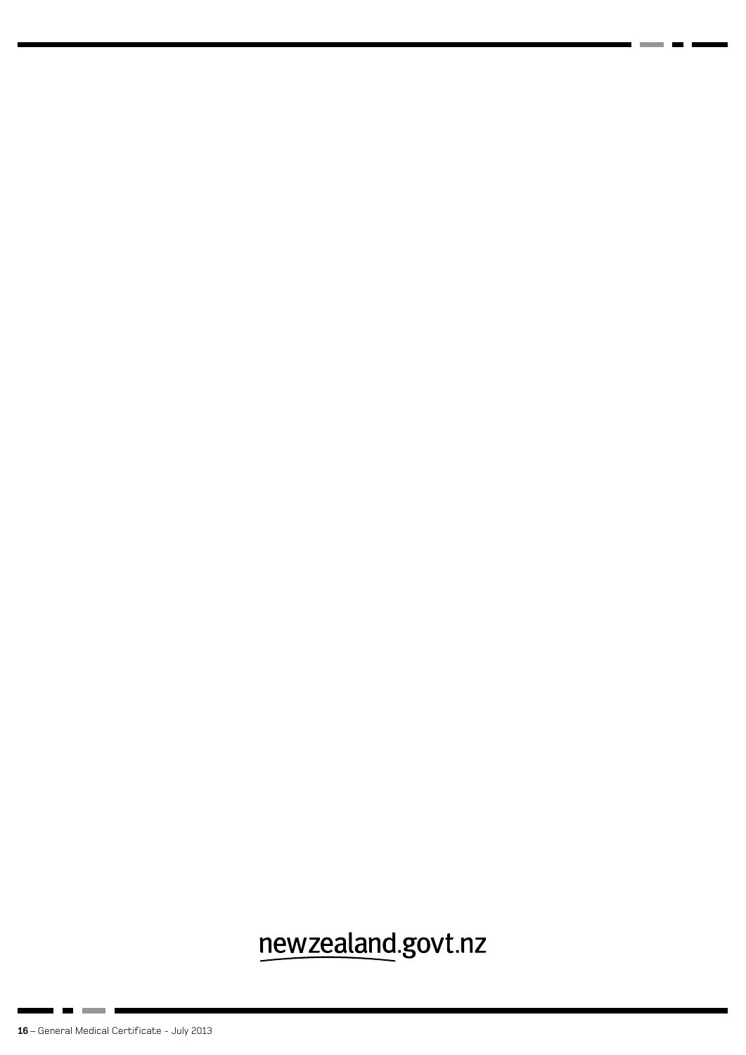newzealand.govt.nz